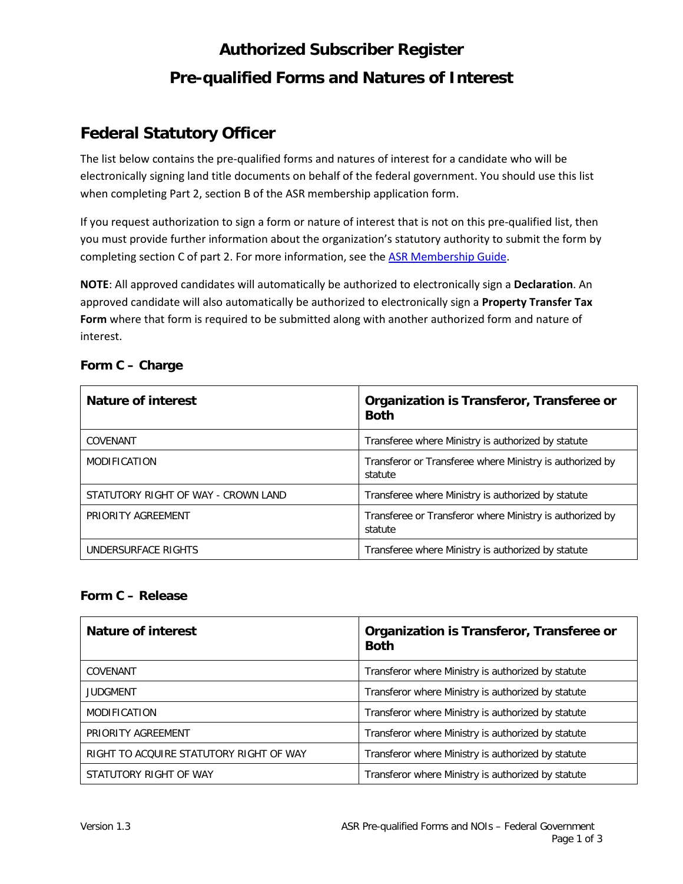# Authorized Subscriber Register

# Pre-qualified Forms and Natures of Interest

## Federal Statutory Officer

The list below contains the pre-qualified forms and natures of interest for a candidate who will be electronically signing land title documents on behalf of the federal government. You should use this list when completing Part 2, section B of the ASR membership application form.

If you request authorization to sign a form or nature of interest that is not on this pre-qualified list, then you must provide further information about the organization's statutory authority to submit the form by completing section C of part 2. For more information, see the ASR Membership Guide.

**NOTE**: All approved candidates will automatically be authorized to electronically sign a **Declaration**. An approved candidate will also automatically be authorized to electronically sign a **Property Transfer Tax Form** where that form is required to be submitted along with another authorized form and nature of interest.

### Form C – Charge

| Nature of interest | Organization is Transferor, Transferee or Both |
|---|---|
| COVENANT | Transferee where Ministry is authorized by statute |
| MODIFICATION | Transferor or Transferee where Ministry is authorized by statute |
| STATUTORY RIGHT OF WAY - CROWN LAND | Transferee where Ministry is authorized by statute |
| PRIORITY AGREEMENT | Transferee or Transferor where Ministry is authorized by statute |
| UNDERSURFACE RIGHTS | Transferee where Ministry is authorized by statute |

### Form C – Release

| Nature of interest | Organization is Transferor, Transferee or Both |
|---|---|
| COVENANT | Transferor where Ministry is authorized by statute |
| JUDGMENT | Transferor where Ministry is authorized by statute |
| MODIFICATION | Transferor where Ministry is authorized by statute |
| PRIORITY AGREEMENT | Transferor where Ministry is authorized by statute |
| RIGHT TO ACQUIRE STATUTORY RIGHT OF WAY | Transferor where Ministry is authorized by statute |
| STATUTORY RIGHT OF WAY | Transferor where Ministry is authorized by statute |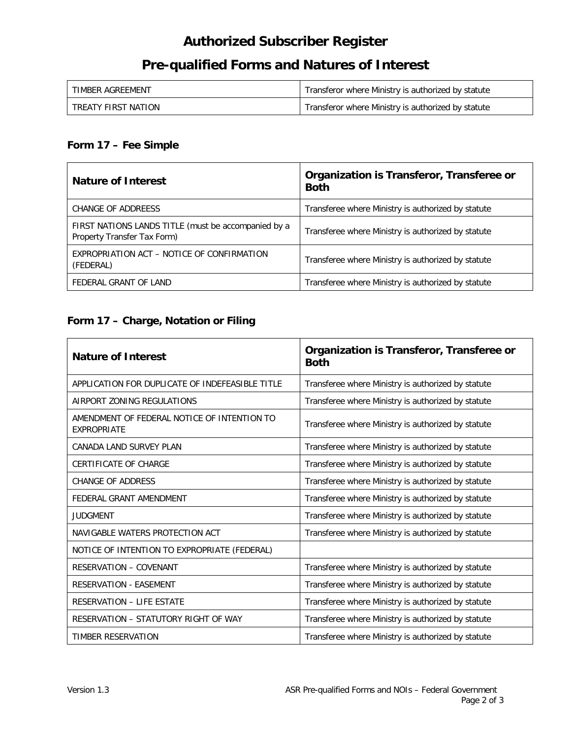# Authorized Subscriber Register

# Pre-qualified Forms and Natures of Interest

| | |
|---|---|
| TIMBER AGREEMENT | Transferor where Ministry is authorized by statute |
| TREATY FIRST NATION | Transferor where Ministry is authorized by statute |

### Form 17 – Fee Simple

| Nature of Interest | Organization is Transferor, Transferee or Both |
|---|---|
| CHANGE OF ADDREESS | Transferee where Ministry is authorized by statute |
| FIRST NATIONS LANDS TITLE (must be accompanied by a Property Transfer Tax Form) | Transferee where Ministry is authorized by statute |
| EXPROPRIATION ACT – NOTICE OF CONFIRMATION (FEDERAL) | Transferee where Ministry is authorized by statute |
| FEDERAL GRANT OF LAND | Transferee where Ministry is authorized by statute |

### Form 17 – Charge, Notation or Filing

| Nature of Interest | Organization is Transferor, Transferee or Both |
|---|---|
| APPLICATION FOR DUPLICATE OF INDEFEASIBLE TITLE | Transferee where Ministry is authorized by statute |
| AIRPORT ZONING REGULATIONS | Transferee where Ministry is authorized by statute |
| AMENDMENT OF FEDERAL NOTICE OF INTENTION TO EXPROPRIATE | Transferee where Ministry is authorized by statute |
| CANADA LAND SURVEY PLAN | Transferee where Ministry is authorized by statute |
| CERTIFICATE OF CHARGE | Transferee where Ministry is authorized by statute |
| CHANGE OF ADDRESS | Transferee where Ministry is authorized by statute |
| FEDERAL GRANT AMENDMENT | Transferee where Ministry is authorized by statute |
| JUDGMENT | Transferee where Ministry is authorized by statute |
| NAVIGABLE WATERS PROTECTION ACT | Transferee where Ministry is authorized by statute |
| NOTICE OF INTENTION TO EXPROPRIATE (FEDERAL) | |
| RESERVATION – COVENANT | Transferee where Ministry is authorized by statute |
| RESERVATION - EASEMENT | Transferee where Ministry is authorized by statute |
| RESERVATION – LIFE ESTATE | Transferee where Ministry is authorized by statute |
| RESERVATION – STATUTORY RIGHT OF WAY | Transferee where Ministry is authorized by statute |
| TIMBER RESERVATION | Transferee where Ministry is authorized by statute |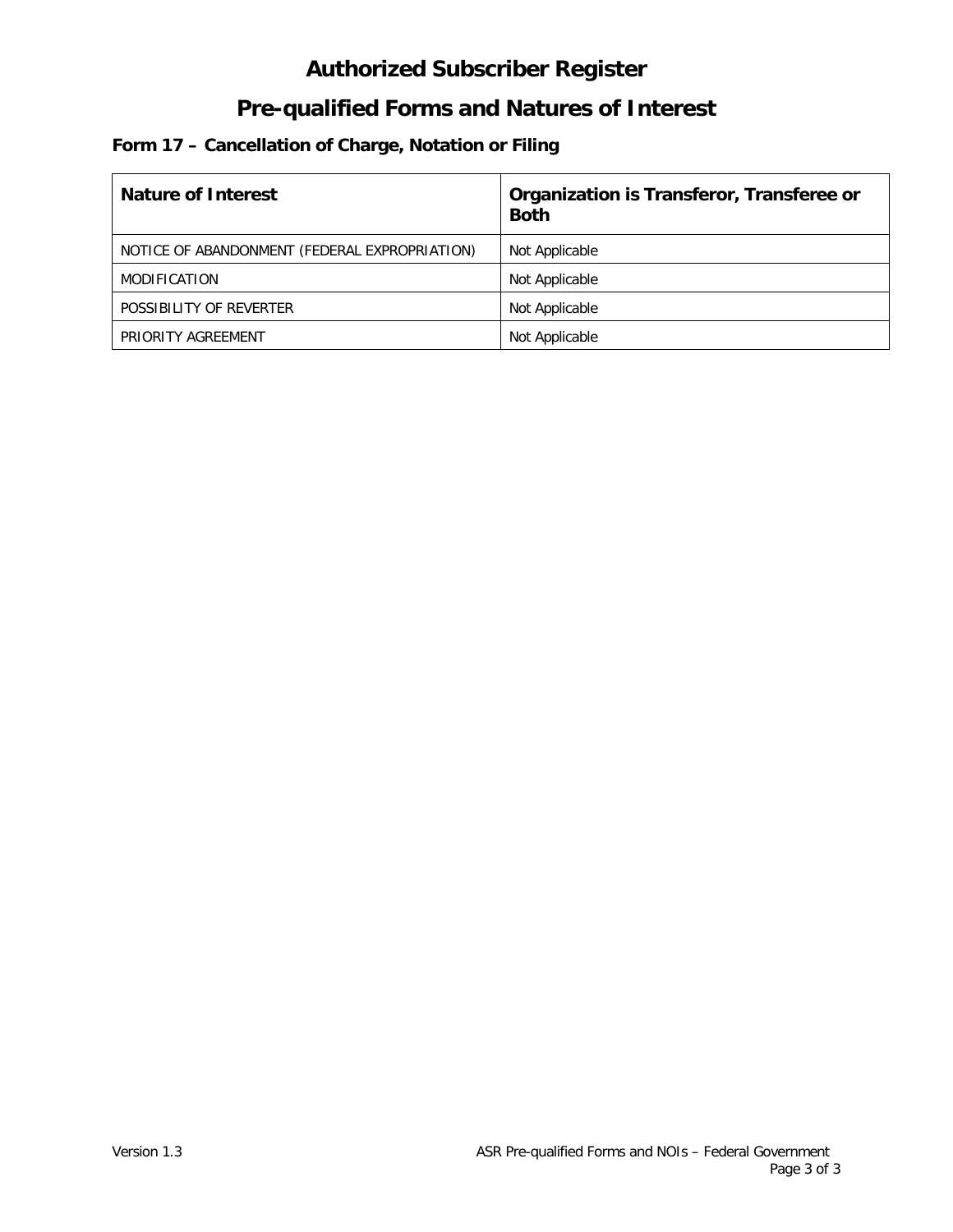# Authorized Subscriber Register

# Pre-qualified Forms and Natures of Interest

### Form 17 – Cancellation of Charge, Notation or Filing

| Nature of Interest | Organization is Transferor, Transferee or Both |
|---|---|
| NOTICE OF ABANDONMENT (FEDERAL EXPROPRIATION) | Not Applicable |
| MODIFICATION | Not Applicable |
| POSSIBILITY OF REVERTER | Not Applicable |
| PRIORITY AGREEMENT | Not Applicable |